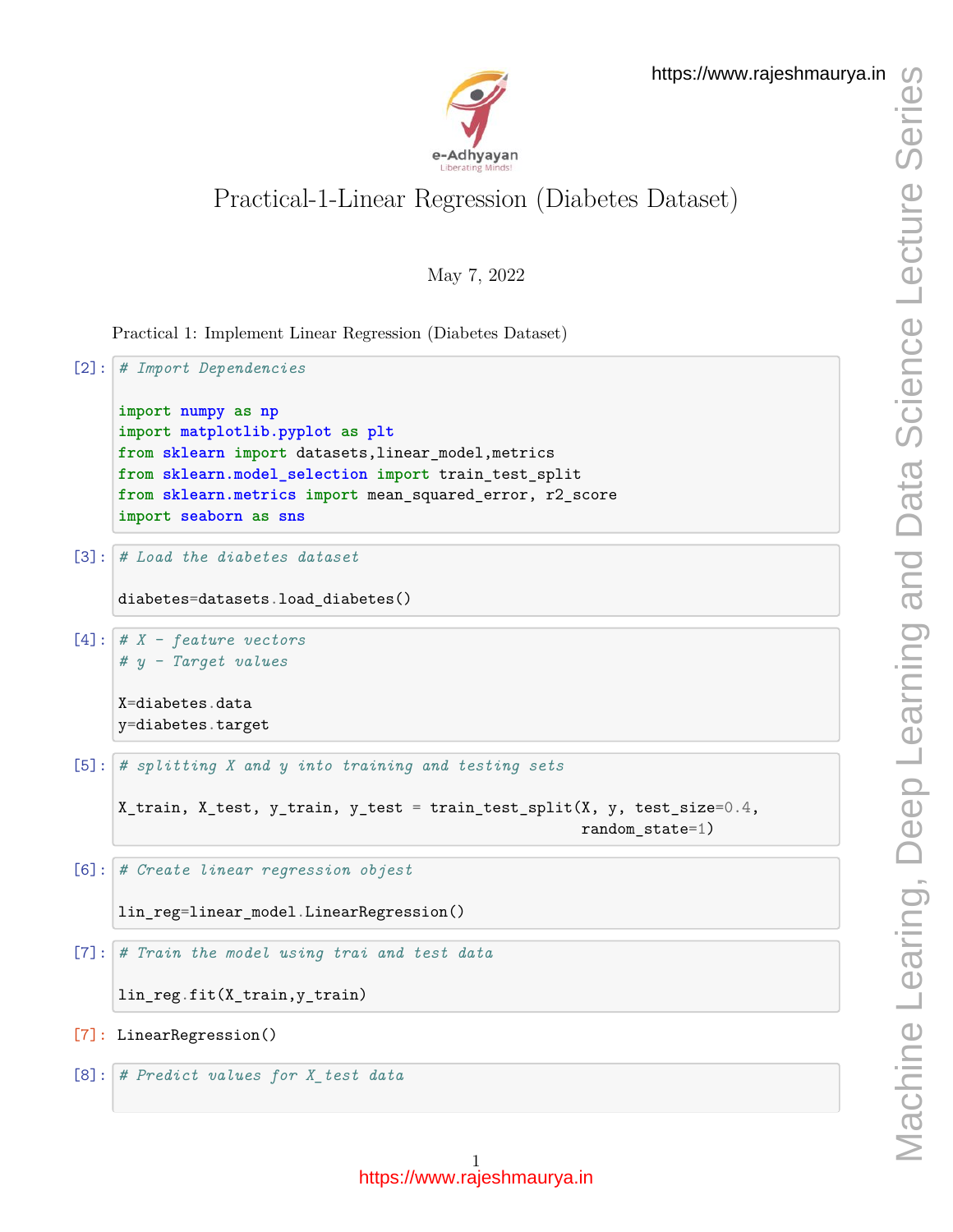# Practical-1-Linear Regression (Diabetes Dataset)

May 7, 2022

Practical 1: Implement Linear Regression (Diabetes Dataset)

[2]:
```python
# Import Dependencies

import numpy as np
import matplotlib.pyplot as plt
from sklearn import datasets,linear_model,metrics
from sklearn.model_selection import train_test_split
from sklearn.metrics import mean_squared_error, r2_score
import seaborn as sns
```

[3]:
```python
# Load the diabetes dataset

diabetes=datasets.load_diabetes()
```

[4]:
```python
# X - feature vectors
# y - Target values

X=diabetes.data
y=diabetes.target
```

[5]:
```python
# splitting X and y into training and testing sets

X_train, X_test, y_train, y_test = train_test_split(X, y, test_size=0.4,
                                                    random_state=1)
```

[6]:
```python
# Create linear regression object

lin_reg=linear_model.LinearRegression()
```

[7]:
```python
# Train the model using trai and test data

lin_reg.fit(X_train,y_train)
```

[7]:
```
LinearRegression()
```

[8]:
```python
# Predict values for X_test data
```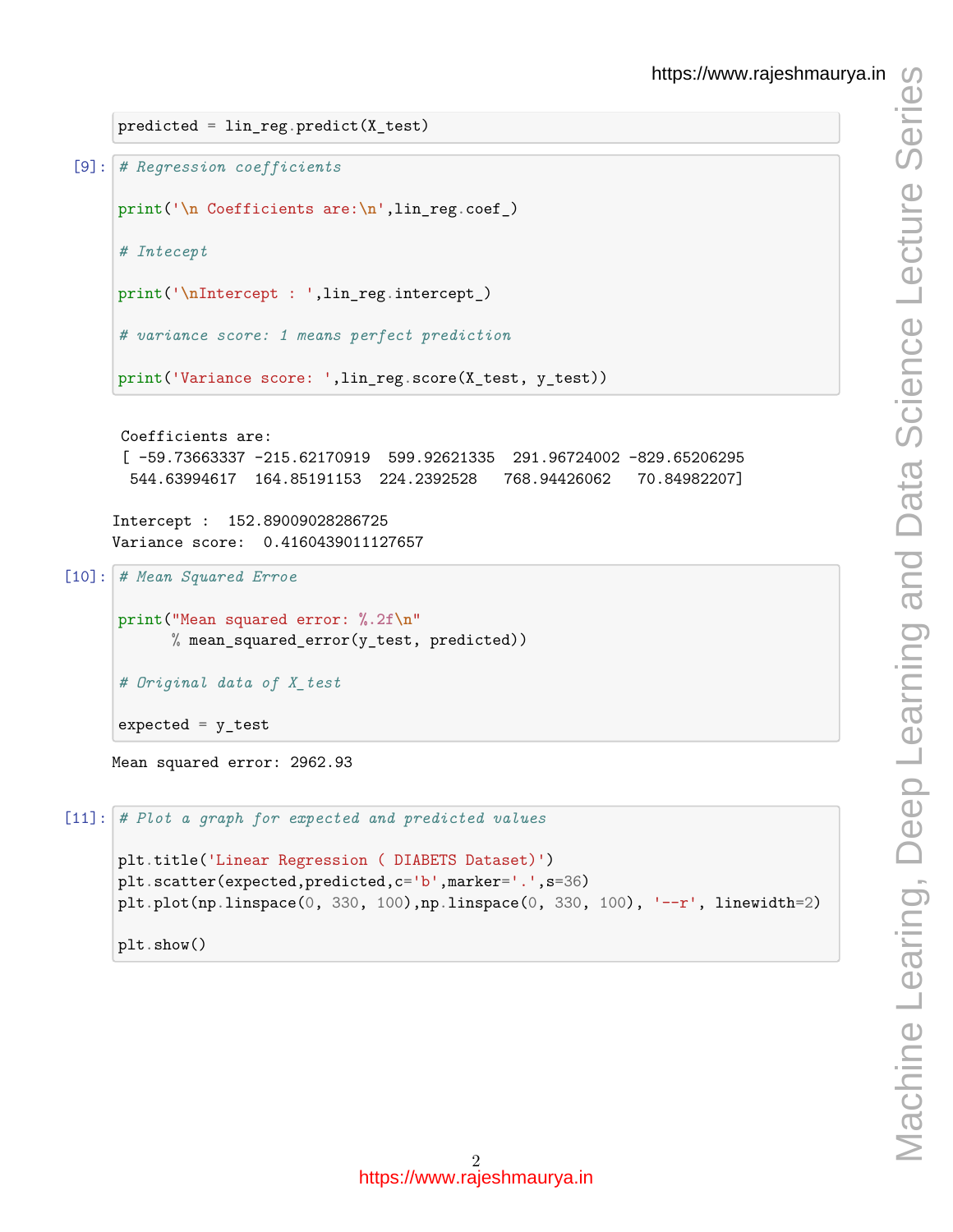```python
predicted = lin_reg.predict(X_test)
```

[9]:

```python
# Regression coefficients

print('\n Coefficients are:\n',lin_reg.coef_)

# Intecept

print('\nIntercept : ',lin_reg.intercept_)

# variance score: 1 means perfect prediction

print('Variance score: ',lin_reg.score(X_test, y_test))
```

```
 Coefficients are:
 [ -59.73663337 -215.62170919  599.92621335  291.96724002 -829.65206295
  544.63994617  164.85191153  224.2392528   768.94426062   70.84982207]

Intercept :  152.89009028286725
Variance score:  0.4160439011127657
```

[10]:

```python
# Mean Squared Erroe

print("Mean squared error: %.2f\n"
      % mean_squared_error(y_test, predicted))

# Original data of X_test

expected = y_test
```

```
Mean squared error: 2962.93
```

[11]:

```python
# Plot a graph for expected and predicted values

plt.title('Linear Regression ( DIABETS Dataset)')
plt.scatter(expected,predicted,c='b',marker='.',s=36)
plt.plot(np.linspace(0, 330, 100),np.linspace(0, 330, 100), '--r', linewidth=2)

plt.show()
```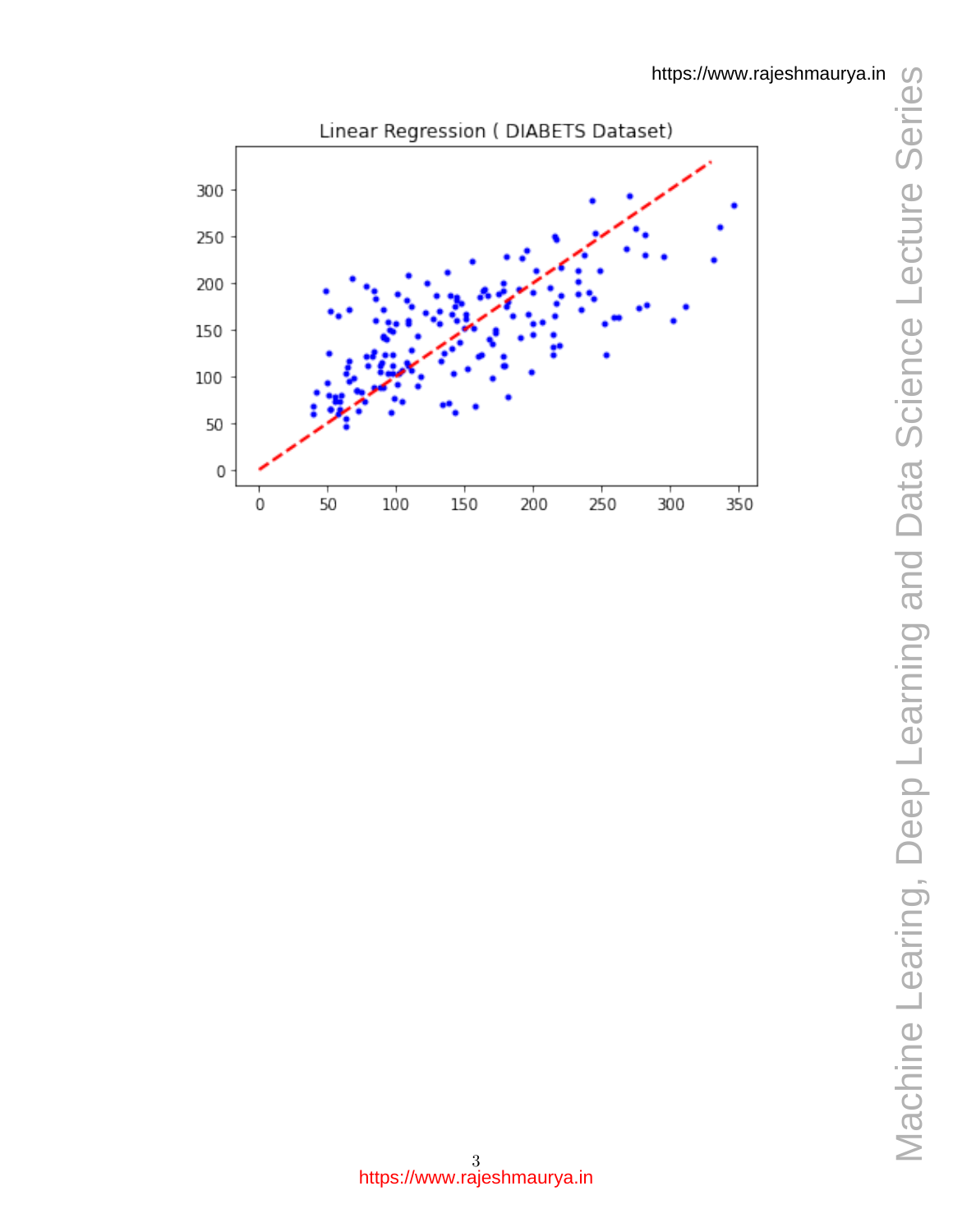Linear Regression ( DIABETS Dataset)

300
250
200
150
100
50
0

0 50 100 150 200 250 300 350